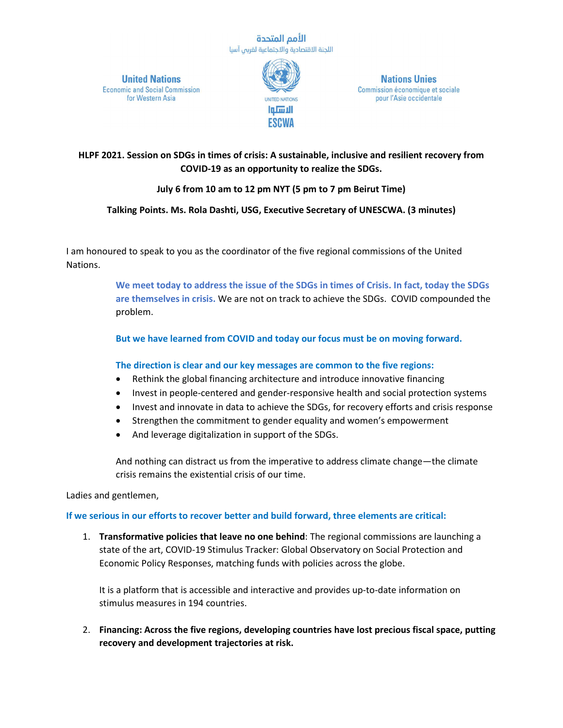الأمم المتحدة
اللجنة الاقتصادية والاجتماعية لغربي آسيا

**United Nations**
Economic and Social Commission for Western Asia

UNITED NATIONS
الاسكوا
ESCWA

**Nations Unies**
Commission économique et sociale pour l'Asie occidentale

**HLPF 2021. Session on SDGs in times of crisis: A sustainable, inclusive and resilient recovery from COVID-19 as an opportunity to realize the SDGs.**

**July 6 from 10 am to 12 pm NYT (5 pm to 7 pm Beirut Time)**

**Talking Points. Ms. Rola Dashti, USG, Executive Secretary of UNESCWA. (3 minutes)**

I am honoured to speak to you as the coordinator of the five regional commissions of the United Nations.

**We meet today to address the issue of the SDGs in times of Crisis. In fact, today the SDGs are themselves in crisis.** We are not on track to achieve the SDGs. COVID compounded the problem.

**But we have learned from COVID and today our focus must be on moving forward.**

**The direction is clear and our key messages are common to the five regions:**

- Rethink the global financing architecture and introduce innovative financing
- Invest in people-centered and gender-responsive health and social protection systems
- Invest and innovate in data to achieve the SDGs, for recovery efforts and crisis response
- Strengthen the commitment to gender equality and women's empowerment
- And leverage digitalization in support of the SDGs.

And nothing can distract us from the imperative to address climate change—the climate crisis remains the existential crisis of our time.

Ladies and gentlemen,

**If we serious in our efforts to recover better and build forward, three elements are critical:**

1. **Transformative policies that leave no one behind**: The regional commissions are launching a state of the art, COVID-19 Stimulus Tracker: Global Observatory on Social Protection and Economic Policy Responses, matching funds with policies across the globe.

   It is a platform that is accessible and interactive and provides up-to-date information on stimulus measures in 194 countries.

2. **Financing: Across the five regions, developing countries have lost precious fiscal space, putting recovery and development trajectories at risk.**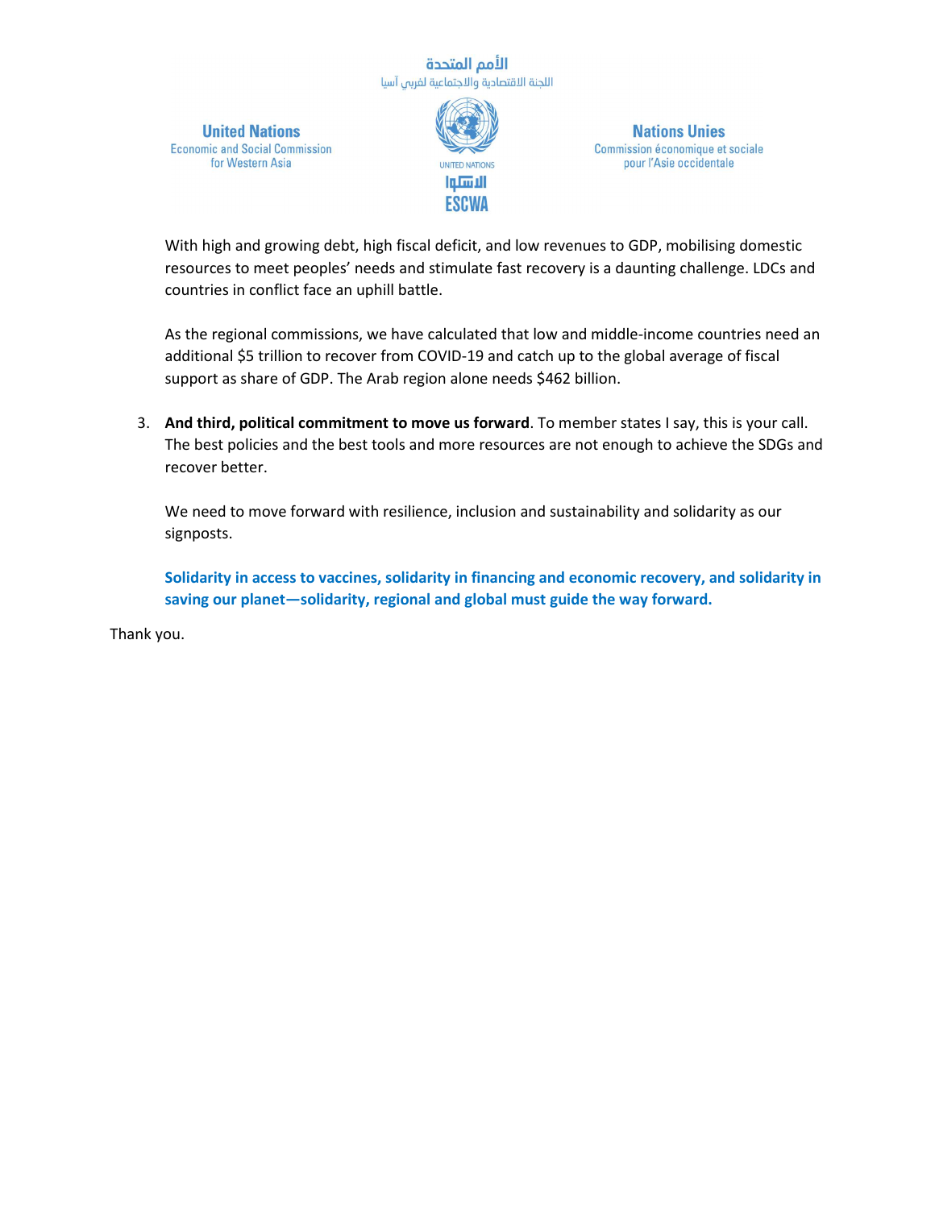With high and growing debt, high fiscal deficit, and low revenues to GDP, mobilising domestic resources to meet peoples' needs and stimulate fast recovery is a daunting challenge. LDCs and countries in conflict face an uphill battle.

As the regional commissions, we have calculated that low and middle-income countries need an additional $5 trillion to recover from COVID-19 and catch up to the global average of fiscal support as share of GDP. The Arab region alone needs $462 billion.

3. **And third, political commitment to move us forward**. To member states I say, this is your call. The best policies and the best tools and more resources are not enough to achieve the SDGs and recover better.

   We need to move forward with resilience, inclusion and sustainability and solidarity as our signposts.

   **Solidarity in access to vaccines, solidarity in financing and economic recovery, and solidarity in saving our planet—solidarity, regional and global must guide the way forward.**

Thank you.